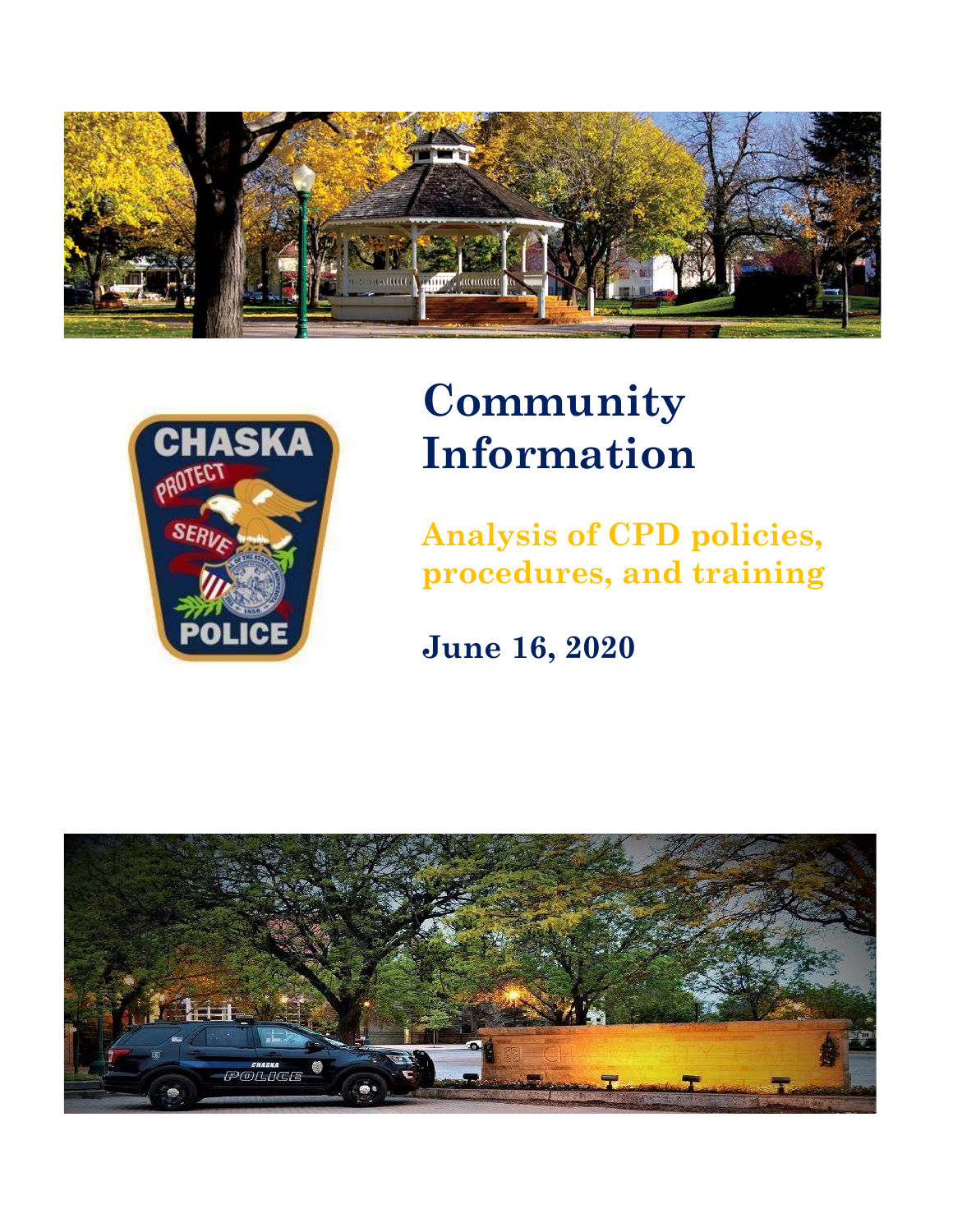# Community Information

## Analysis of CPD policies, procedures, and training

**June 16, 2020**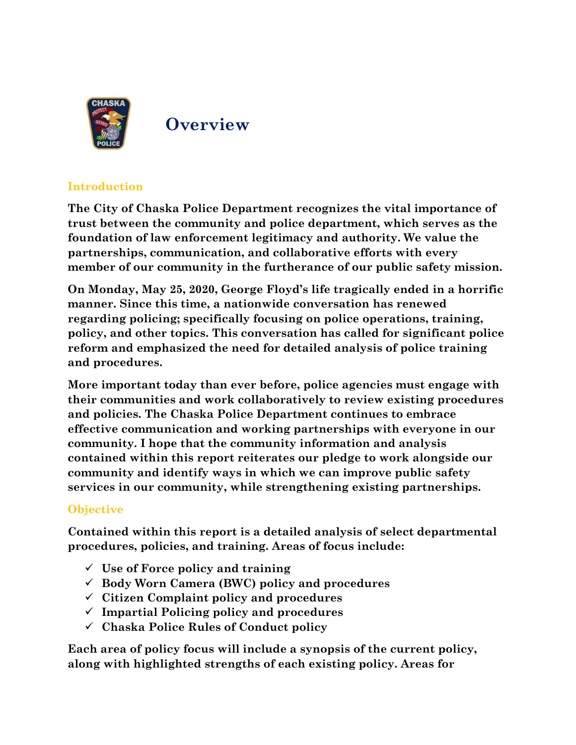# Overview

## Introduction

**The City of Chaska Police Department recognizes the vital importance of trust between the community and police department, which serves as the foundation of law enforcement legitimacy and authority. We value the partnerships, communication, and collaborative efforts with every member of our community in the furtherance of our public safety mission.**

**On Monday, May 25, 2020, George Floyd's life tragically ended in a horrific manner. Since this time, a nationwide conversation has renewed regarding policing; specifically focusing on police operations, training, policy, and other topics. This conversation has called for significant police reform and emphasized the need for detailed analysis of police training and procedures.**

**More important today than ever before, police agencies must engage with their communities and work collaboratively to review existing procedures and policies. The Chaska Police Department continues to embrace effective communication and working partnerships with everyone in our community. I hope that the community information and analysis contained within this report reiterates our pledge to work alongside our community and identify ways in which we can improve public safety services in our community, while strengthening existing partnerships.**

## Objective

**Contained within this report is a detailed analysis of select departmental procedures, policies, and training. Areas of focus include:**

- ✓ **Use of Force policy and training**
- ✓ **Body Worn Camera (BWC) policy and procedures**
- ✓ **Citizen Complaint policy and procedures**
- ✓ **Impartial Policing policy and procedures**
- ✓ **Chaska Police Rules of Conduct policy**

**Each area of policy focus will include a synopsis of the current policy, along with highlighted strengths of each existing policy. Areas for**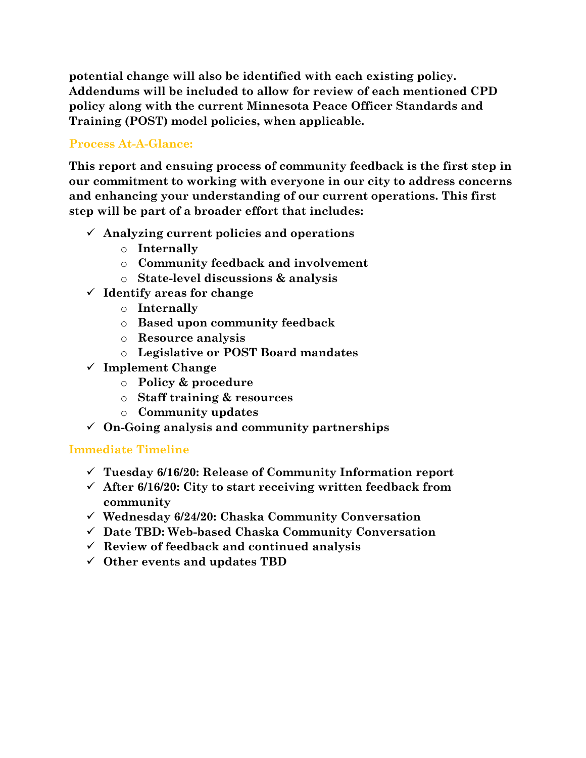**potential change will also be identified with each existing policy. Addendums will be included to allow for review of each mentioned CPD policy along with the current Minnesota Peace Officer Standards and Training (POST) model policies, when applicable.**

### Process At-A-Glance:

**This report and ensuing process of community feedback is the first step in our commitment to working with everyone in our city to address concerns and enhancing your understanding of our current operations. This first step will be part of a broader effort that includes:**

- ✓ **Analyzing current policies and operations**
  - **Internally**
  - **Community feedback and involvement**
  - **State-level discussions & analysis**
- ✓ **Identify areas for change**
  - **Internally**
  - **Based upon community feedback**
  - **Resource analysis**
  - **Legislative or POST Board mandates**
- ✓ **Implement Change**
  - **Policy & procedure**
  - **Staff training & resources**
  - **Community updates**
- ✓ **On-Going analysis and community partnerships**

### Immediate Timeline

- ✓ **Tuesday 6/16/20: Release of Community Information report**
- ✓ **After 6/16/20: City to start receiving written feedback from community**
- ✓ **Wednesday 6/24/20: Chaska Community Conversation**
- ✓ **Date TBD: Web-based Chaska Community Conversation**
- ✓ **Review of feedback and continued analysis**
- ✓ **Other events and updates TBD**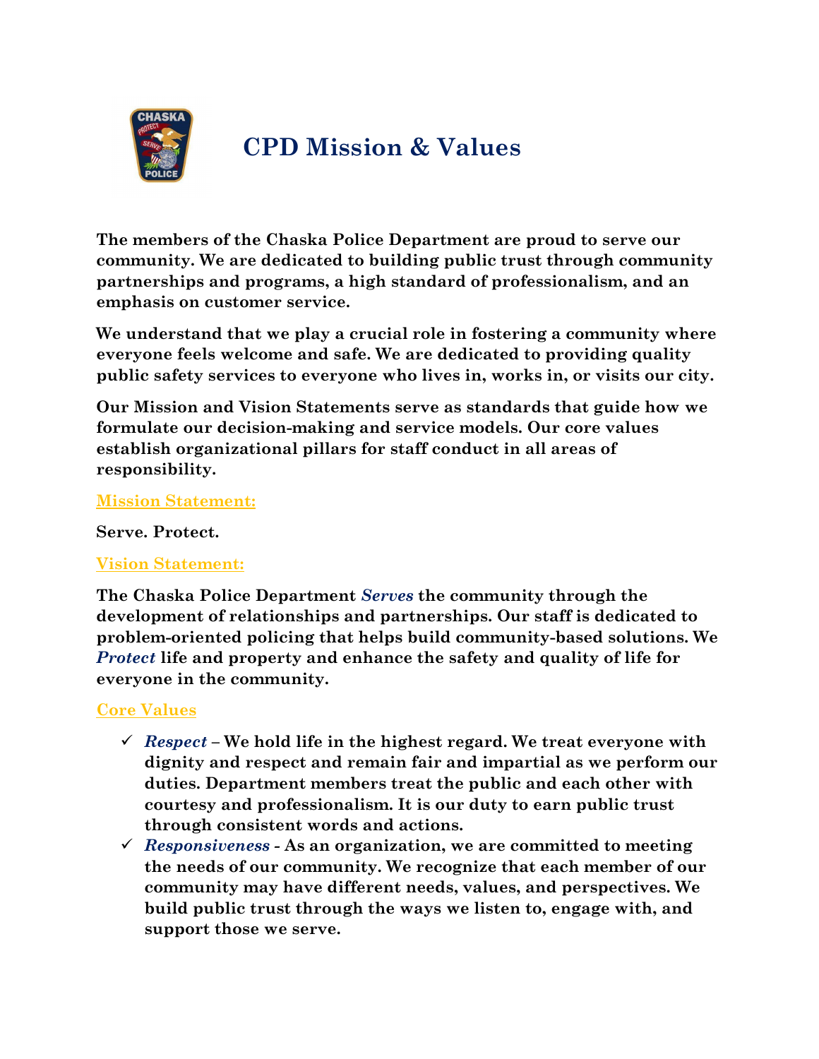# CPD Mission & Values

**The members of the Chaska Police Department are proud to serve our community. We are dedicated to building public trust through community partnerships and programs, a high standard of professionalism, and an emphasis on customer service.**

**We understand that we play a crucial role in fostering a community where everyone feels welcome and safe. We are dedicated to providing quality public safety services to everyone who lives in, works in, or visits our city.**

**Our Mission and Vision Statements serve as standards that guide how we formulate our decision-making and service models. Our core values establish organizational pillars for staff conduct in all areas of responsibility.**

## Mission Statement:

**Serve. Protect.**

## Vision Statement:

**The Chaska Police Department *Serves* the community through the development of relationships and partnerships. Our staff is dedicated to problem-oriented policing that helps build community-based solutions. We *Protect* life and property and enhance the safety and quality of life for everyone in the community.**

## Core Values

- ✓ ***Respect* – We hold life in the highest regard. We treat everyone with dignity and respect and remain fair and impartial as we perform our duties. Department members treat the public and each other with courtesy and professionalism. It is our duty to earn public trust through consistent words and actions.**
- ✓ ***Responsiveness* - As an organization, we are committed to meeting the needs of our community. We recognize that each member of our community may have different needs, values, and perspectives. We build public trust through the ways we listen to, engage with, and support those we serve.**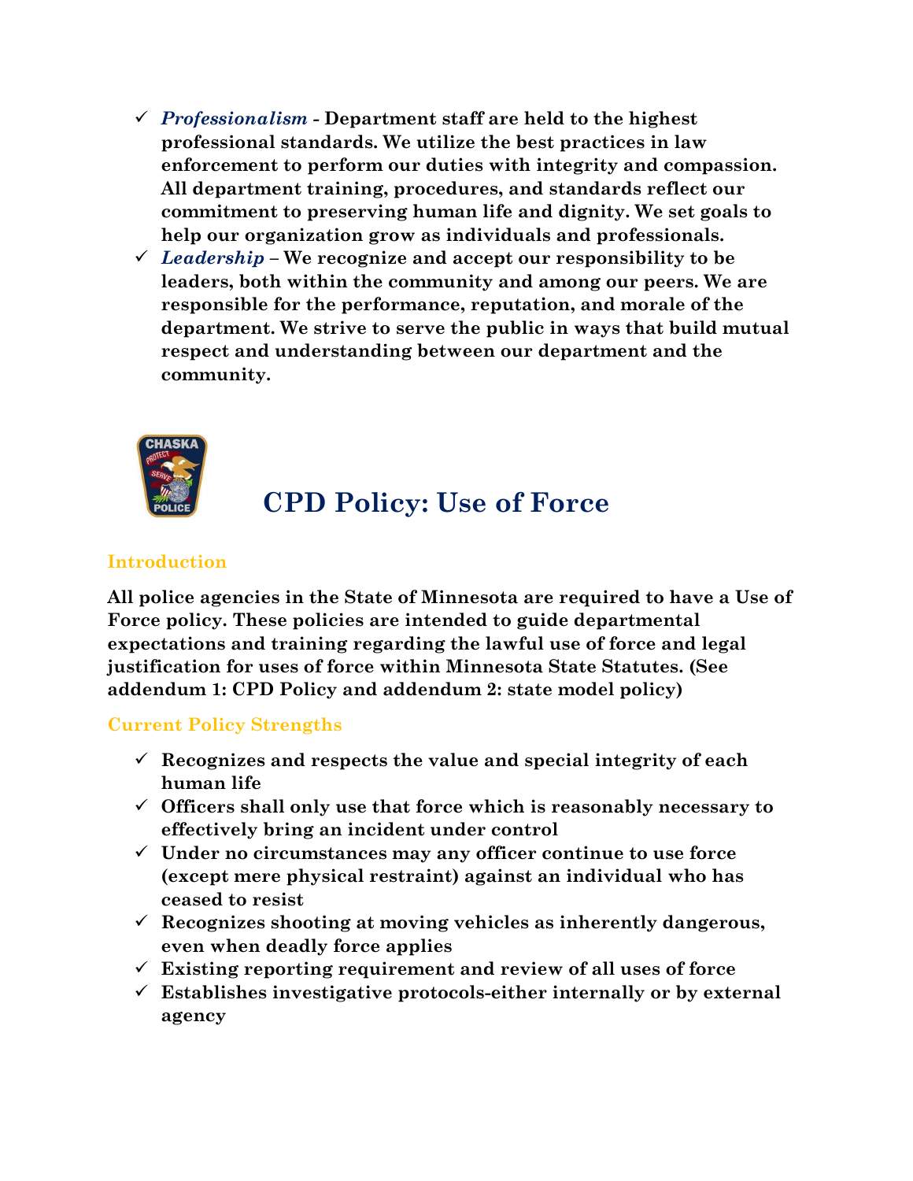- ✓ *Professionalism* - **Department staff are held to the highest professional standards. We utilize the best practices in law enforcement to perform our duties with integrity and compassion. All department training, procedures, and standards reflect our commitment to preserving human life and dignity. We set goals to help our organization grow as individuals and professionals.**
- ✓ *Leadership* – **We recognize and accept our responsibility to be leaders, both within the community and among our peers. We are responsible for the performance, reputation, and morale of the department. We strive to serve the public in ways that build mutual respect and understanding between our department and the community.**

# CPD Policy: Use of Force

## Introduction

**All police agencies in the State of Minnesota are required to have a Use of Force policy. These policies are intended to guide departmental expectations and training regarding the lawful use of force and legal justification for uses of force within Minnesota State Statutes. (See addendum 1: CPD Policy and addendum 2: state model policy)**

## Current Policy Strengths

- ✓ **Recognizes and respects the value and special integrity of each human life**
- ✓ **Officers shall only use that force which is reasonably necessary to effectively bring an incident under control**
- ✓ **Under no circumstances may any officer continue to use force (except mere physical restraint) against an individual who has ceased to resist**
- ✓ **Recognizes shooting at moving vehicles as inherently dangerous, even when deadly force applies**
- ✓ **Existing reporting requirement and review of all uses of force**
- ✓ **Establishes investigative protocols-either internally or by external agency**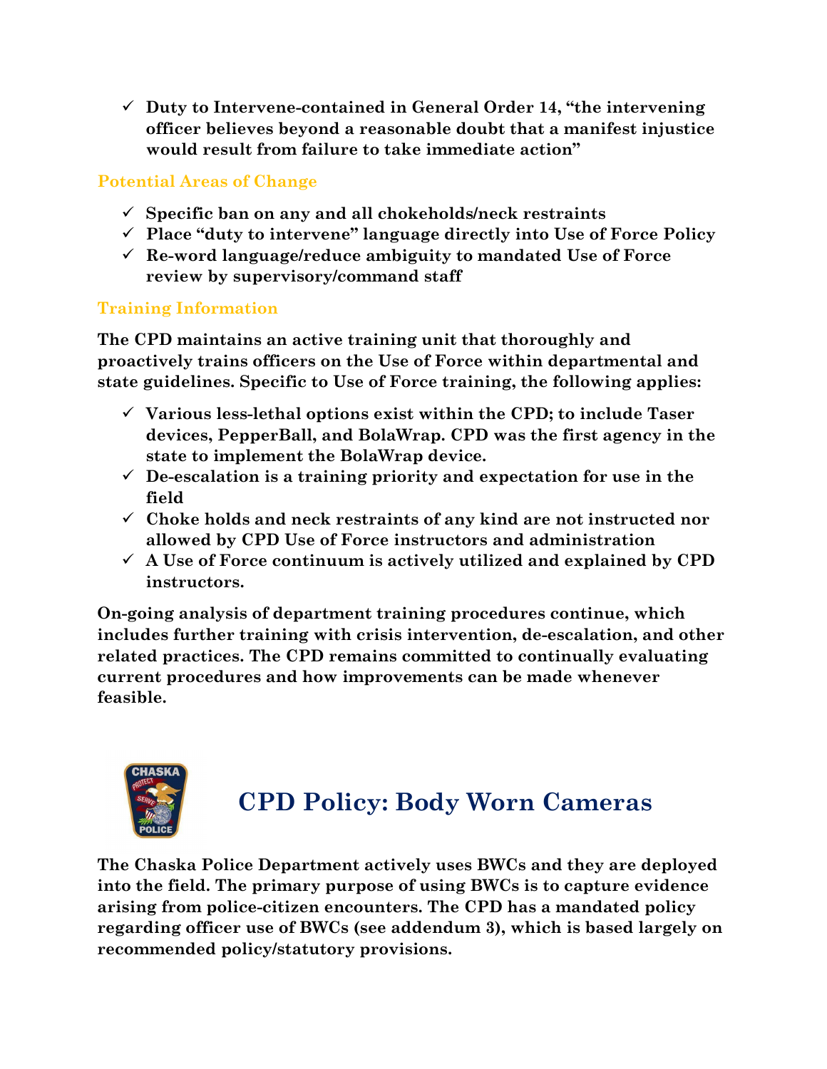- ✓ **Duty to Intervene-contained in General Order 14, "the intervening officer believes beyond a reasonable doubt that a manifest injustice would result from failure to take immediate action"**

### Potential Areas of Change

- ✓ **Specific ban on any and all chokeholds/neck restraints**
- ✓ **Place "duty to intervene" language directly into Use of Force Policy**
- ✓ **Re-word language/reduce ambiguity to mandated Use of Force review by supervisory/command staff**

### Training Information

**The CPD maintains an active training unit that thoroughly and proactively trains officers on the Use of Force within departmental and state guidelines. Specific to Use of Force training, the following applies:**

- ✓ **Various less-lethal options exist within the CPD; to include Taser devices, PepperBall, and BolaWrap. CPD was the first agency in the state to implement the BolaWrap device.**
- ✓ **De-escalation is a training priority and expectation for use in the field**
- ✓ **Choke holds and neck restraints of any kind are not instructed nor allowed by CPD Use of Force instructors and administration**
- ✓ **A Use of Force continuum is actively utilized and explained by CPD instructors.**

**On-going analysis of department training procedures continue, which includes further training with crisis intervention, de-escalation, and other related practices. The CPD remains committed to continually evaluating current procedures and how improvements can be made whenever feasible.**

## CPD Policy: Body Worn Cameras

**The Chaska Police Department actively uses BWCs and they are deployed into the field. The primary purpose of using BWCs is to capture evidence arising from police-citizen encounters. The CPD has a mandated policy regarding officer use of BWCs (see addendum 3), which is based largely on recommended policy/statutory provisions.**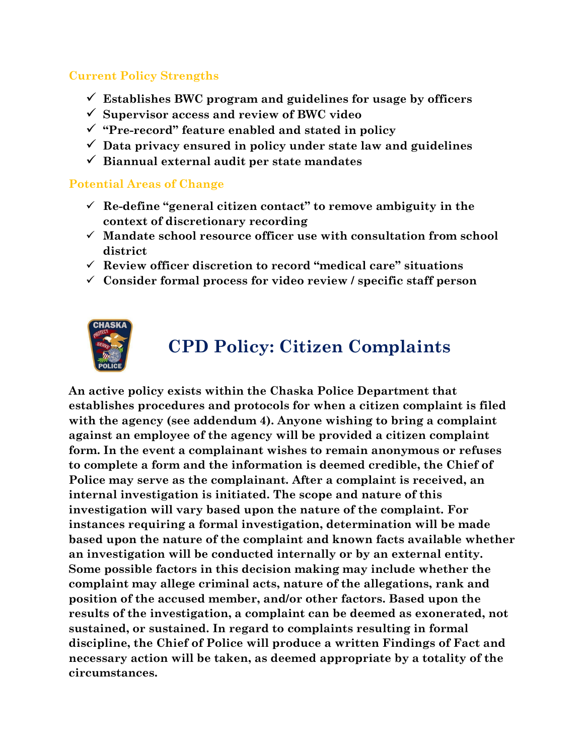### Current Policy Strengths

- ✓ **Establishes BWC program and guidelines for usage by officers**
- ✓ **Supervisor access and review of BWC video**
- ✓ **"Pre-record" feature enabled and stated in policy**
- ✓ **Data privacy ensured in policy under state law and guidelines**
- ✓ **Biannual external audit per state mandates**

### Potential Areas of Change

- ✓ **Re-define "general citizen contact" to remove ambiguity in the context of discretionary recording**
- ✓ **Mandate school resource officer use with consultation from school district**
- ✓ **Review officer discretion to record "medical care" situations**
- ✓ **Consider formal process for video review / specific staff person**

## CPD Policy: Citizen Complaints

**An active policy exists within the Chaska Police Department that establishes procedures and protocols for when a citizen complaint is filed with the agency (see addendum 4). Anyone wishing to bring a complaint against an employee of the agency will be provided a citizen complaint form. In the event a complainant wishes to remain anonymous or refuses to complete a form and the information is deemed credible, the Chief of Police may serve as the complainant. After a complaint is received, an internal investigation is initiated. The scope and nature of this investigation will vary based upon the nature of the complaint. For instances requiring a formal investigation, determination will be made based upon the nature of the complaint and known facts available whether an investigation will be conducted internally or by an external entity. Some possible factors in this decision making may include whether the complaint may allege criminal acts, nature of the allegations, rank and position of the accused member, and/or other factors. Based upon the results of the investigation, a complaint can be deemed as exonerated, not sustained, or sustained. In regard to complaints resulting in formal discipline, the Chief of Police will produce a written Findings of Fact and necessary action will be taken, as deemed appropriate by a totality of the circumstances.**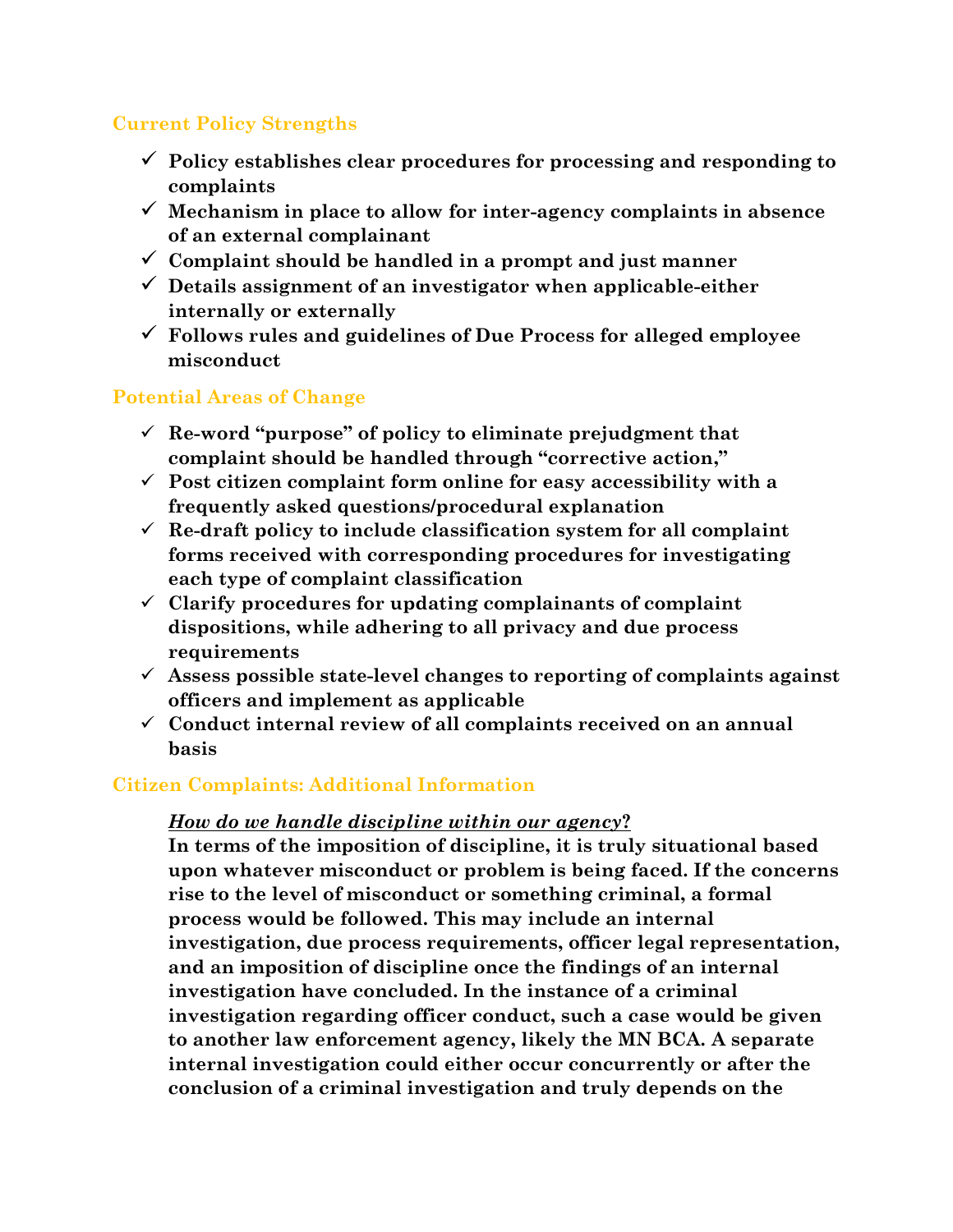### Current Policy Strengths

- ✓ **Policy establishes clear procedures for processing and responding to complaints**
- ✓ **Mechanism in place to allow for inter-agency complaints in absence of an external complainant**
- ✓ **Complaint should be handled in a prompt and just manner**
- ✓ **Details assignment of an investigator when applicable-either internally or externally**
- ✓ **Follows rules and guidelines of Due Process for alleged employee misconduct**

### Potential Areas of Change

- ✓ **Re-word "purpose" of policy to eliminate prejudgment that complaint should be handled through "corrective action,"**
- ✓ **Post citizen complaint form online for easy accessibility with a frequently asked questions/procedural explanation**
- ✓ **Re-draft policy to include classification system for all complaint forms received with corresponding procedures for investigating each type of complaint classification**
- ✓ **Clarify procedures for updating complainants of complaint dispositions, while adhering to all privacy and due process requirements**
- ✓ **Assess possible state-level changes to reporting of complaints against officers and implement as applicable**
- ✓ **Conduct internal review of all complaints received on an annual basis**

### Citizen Complaints: Additional Information

***How do we handle discipline within our agency*?**

**In terms of the imposition of discipline, it is truly situational based upon whatever misconduct or problem is being faced. If the concerns rise to the level of misconduct or something criminal, a formal process would be followed. This may include an internal investigation, due process requirements, officer legal representation, and an imposition of discipline once the findings of an internal investigation have concluded. In the instance of a criminal investigation regarding officer conduct, such a case would be given to another law enforcement agency, likely the MN BCA. A separate internal investigation could either occur concurrently or after the conclusion of a criminal investigation and truly depends on the**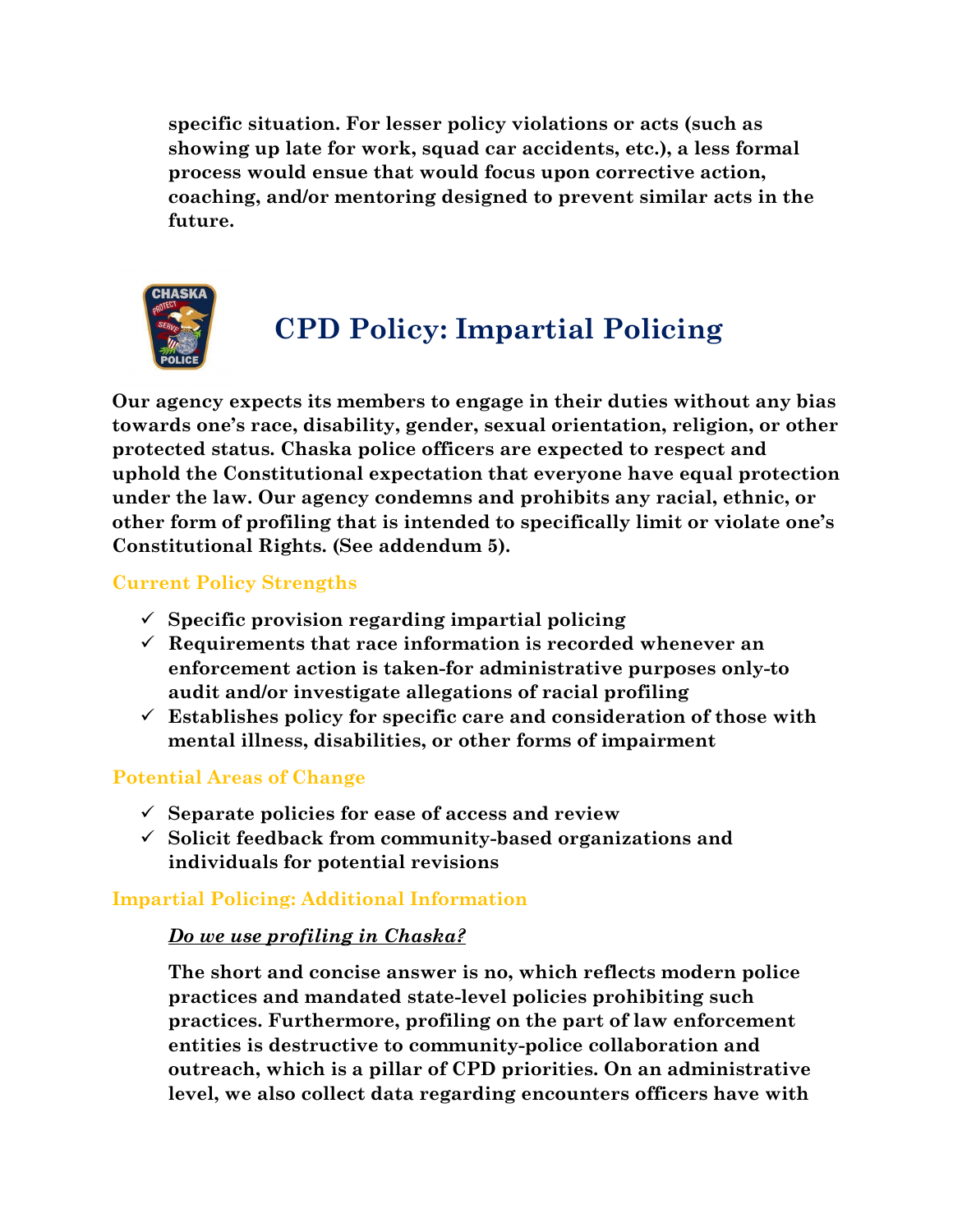**specific situation. For lesser policy violations or acts (such as showing up late for work, squad car accidents, etc.), a less formal process would ensue that would focus upon corrective action, coaching, and/or mentoring designed to prevent similar acts in the future.**

## CPD Policy: Impartial Policing

**Our agency expects its members to engage in their duties without any bias towards one's race, disability, gender, sexual orientation, religion, or other protected status. Chaska police officers are expected to respect and uphold the Constitutional expectation that everyone have equal protection under the law. Our agency condemns and prohibits any racial, ethnic, or other form of profiling that is intended to specifically limit or violate one's Constitutional Rights. (See addendum 5).**

### Current Policy Strengths

- ✓ **Specific provision regarding impartial policing**
- ✓ **Requirements that race information is recorded whenever an enforcement action is taken-for administrative purposes only-to audit and/or investigate allegations of racial profiling**
- ✓ **Establishes policy for specific care and consideration of those with mental illness, disabilities, or other forms of impairment**

### Potential Areas of Change

- ✓ **Separate policies for ease of access and review**
- ✓ **Solicit feedback from community-based organizations and individuals for potential revisions**

### Impartial Policing: Additional Information

***Do we use profiling in Chaska?***

**The short and concise answer is no, which reflects modern police practices and mandated state-level policies prohibiting such practices. Furthermore, profiling on the part of law enforcement entities is destructive to community-police collaboration and outreach, which is a pillar of CPD priorities. On an administrative level, we also collect data regarding encounters officers have with**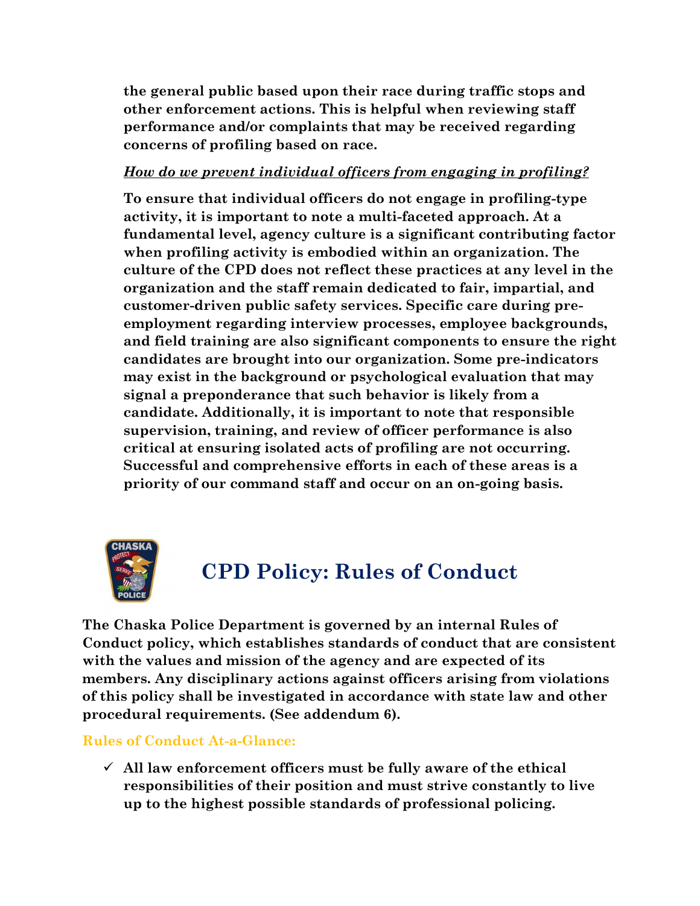**the general public based upon their race during traffic stops and other enforcement actions. This is helpful when reviewing staff performance and/or complaints that may be received regarding concerns of profiling based on race.**

***How do we prevent individual officers from engaging in profiling?***

**To ensure that individual officers do not engage in profiling-type activity, it is important to note a multi-faceted approach. At a fundamental level, agency culture is a significant contributing factor when profiling activity is embodied within an organization. The culture of the CPD does not reflect these practices at any level in the organization and the staff remain dedicated to fair, impartial, and customer-driven public safety services. Specific care during pre-employment regarding interview processes, employee backgrounds, and field training are also significant components to ensure the right candidates are brought into our organization. Some pre-indicators may exist in the background or psychological evaluation that may signal a preponderance that such behavior is likely from a candidate. Additionally, it is important to note that responsible supervision, training, and review of officer performance is also critical at ensuring isolated acts of profiling are not occurring. Successful and comprehensive efforts in each of these areas is a priority of our command staff and occur on an on-going basis.**

# CPD Policy: Rules of Conduct

**The Chaska Police Department is governed by an internal Rules of Conduct policy, which establishes standards of conduct that are consistent with the values and mission of the agency and are expected of its members. Any disciplinary actions against officers arising from violations of this policy shall be investigated in accordance with state law and other procedural requirements. (See addendum 6).**

**Rules of Conduct At-a-Glance:**

- ✓ **All law enforcement officers must be fully aware of the ethical responsibilities of their position and must strive constantly to live up to the highest possible standards of professional policing.**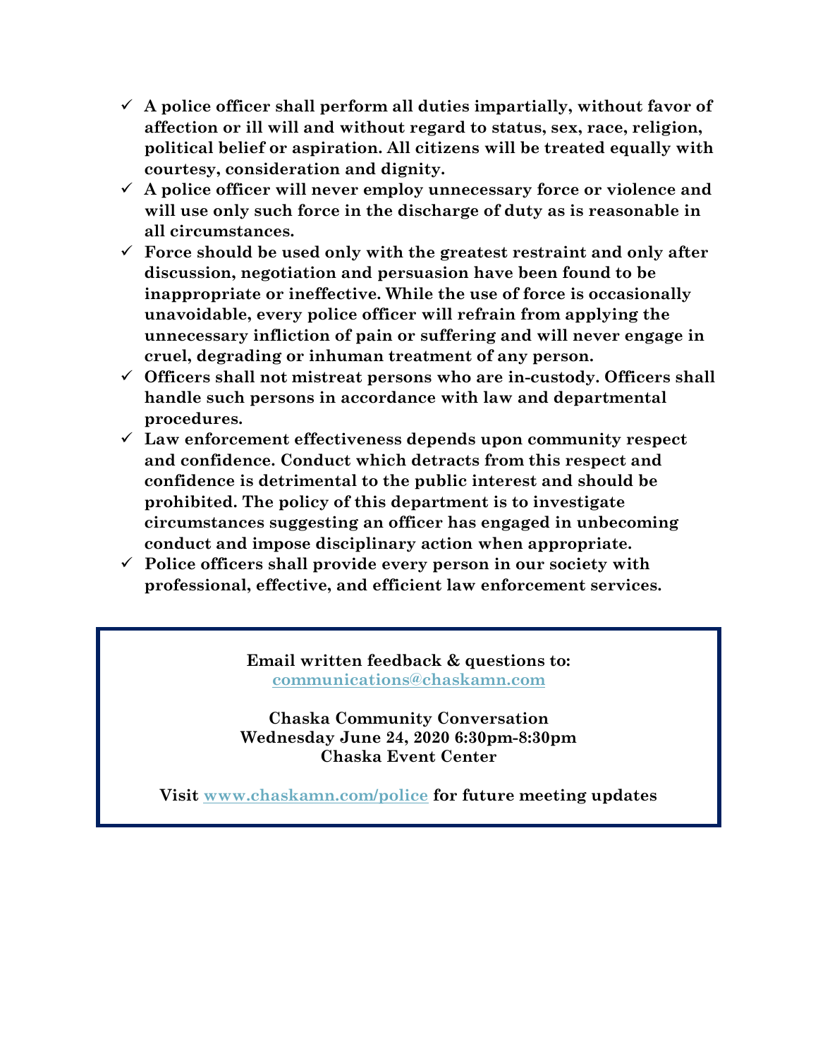- ✓ **A police officer shall perform all duties impartially, without favor of affection or ill will and without regard to status, sex, race, religion, political belief or aspiration. All citizens will be treated equally with courtesy, consideration and dignity.**
- ✓ **A police officer will never employ unnecessary force or violence and will use only such force in the discharge of duty as is reasonable in all circumstances.**
- ✓ **Force should be used only with the greatest restraint and only after discussion, negotiation and persuasion have been found to be inappropriate or ineffective. While the use of force is occasionally unavoidable, every police officer will refrain from applying the unnecessary infliction of pain or suffering and will never engage in cruel, degrading or inhuman treatment of any person.**
- ✓ **Officers shall not mistreat persons who are in-custody. Officers shall handle such persons in accordance with law and departmental procedures.**
- ✓ **Law enforcement effectiveness depends upon community respect and confidence. Conduct which detracts from this respect and confidence is detrimental to the public interest and should be prohibited. The policy of this department is to investigate circumstances suggesting an officer has engaged in unbecoming conduct and impose disciplinary action when appropriate.**
- ✓ **Police officers shall provide every person in our society with professional, effective, and efficient law enforcement services.**

**Email written feedback & questions to:**
**communications@chaskamn.com**

**Chaska Community Conversation**
**Wednesday June 24, 2020 6:30pm-8:30pm**
**Chaska Event Center**

**Visit www.chaskamn.com/police for future meeting updates**